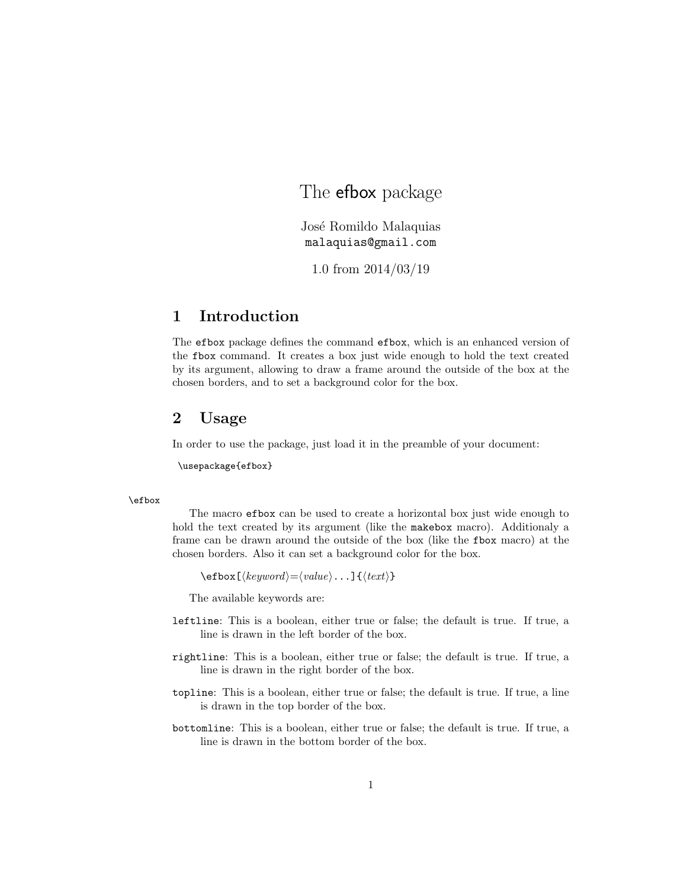# The efbox package

José Romildo Malaquias
`malaquias@gmail.com`

1.0 from 2014/03/19

## 1 Introduction

The `efbox` package defines the command `efbox`, which is an enhanced version of the `fbox` command. It creates a box just wide enough to hold the text created by its argument, allowing to draw a frame around the outside of the box at the chosen borders, and to set a background color for the box.

## 2 Usage

In order to use the package, just load it in the preamble of your document:

```
\usepackage{efbox}
```

`\efbox`

The macro `efbox` can be used to create a horizontal box just wide enough to hold the text created by its argument (like the `makebox` macro). Additionaly a frame can be drawn around the outside of the box (like the `fbox` macro) at the chosen borders. Also it can set a background color for the box.

`\efbox[`⟨*keyword*⟩=⟨*value*⟩`...]{`⟨*text*⟩`}`

The available keywords are:

- `leftline`: This is a boolean, either true or false; the default is true. If true, a line is drawn in the left border of the box.
- `rightline`: This is a boolean, either true or false; the default is true. If true, a line is drawn in the right border of the box.
- `topline`: This is a boolean, either true or false; the default is true. If true, a line is drawn in the top border of the box.
- `bottomline`: This is a boolean, either true or false; the default is true. If true, a line is drawn in the bottom border of the box.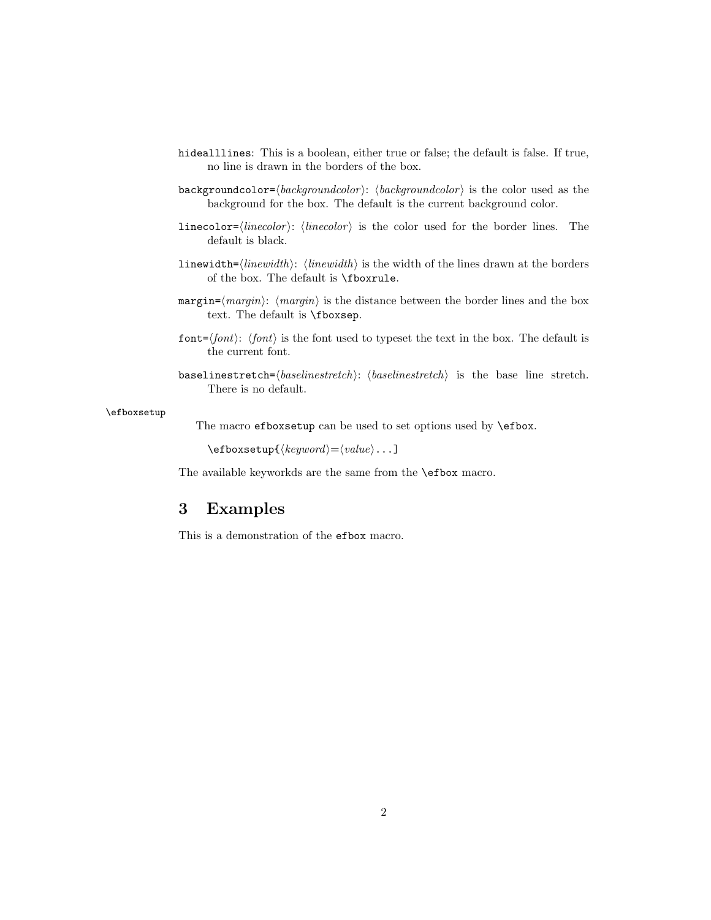hidealllines: This is a boolean, either true or false; the default is false. If true, no line is drawn in the borders of the box.

backgroundcolor=⟨*backgroundcolor*⟩: ⟨*backgroundcolor*⟩ is the color used as the background for the box. The default is the current background color.

linecolor=⟨*linecolor*⟩: ⟨*linecolor*⟩ is the color used for the border lines. The default is black.

linewidth=⟨*linewidth*⟩: ⟨*linewidth*⟩ is the width of the lines drawn at the borders of the box. The default is `\fboxrule`.

margin=⟨*margin*⟩: ⟨*margin*⟩ is the distance between the border lines and the box text. The default is `\fboxsep`.

font=⟨*font*⟩: ⟨*font*⟩ is the font used to typeset the text in the box. The default is the current font.

baselinestretch=⟨*baselinestretch*⟩: ⟨*baselinestretch*⟩ is the base line stretch. There is no default.

`\efboxsetup`

The macro `efboxsetup` can be used to set options used by `\efbox`.

```
\efboxsetup{⟨keyword⟩=⟨value⟩...]
```

The available keyworkds are the same from the `\efbox` macro.

## 3 Examples

This is a demonstration of the `efbox` macro.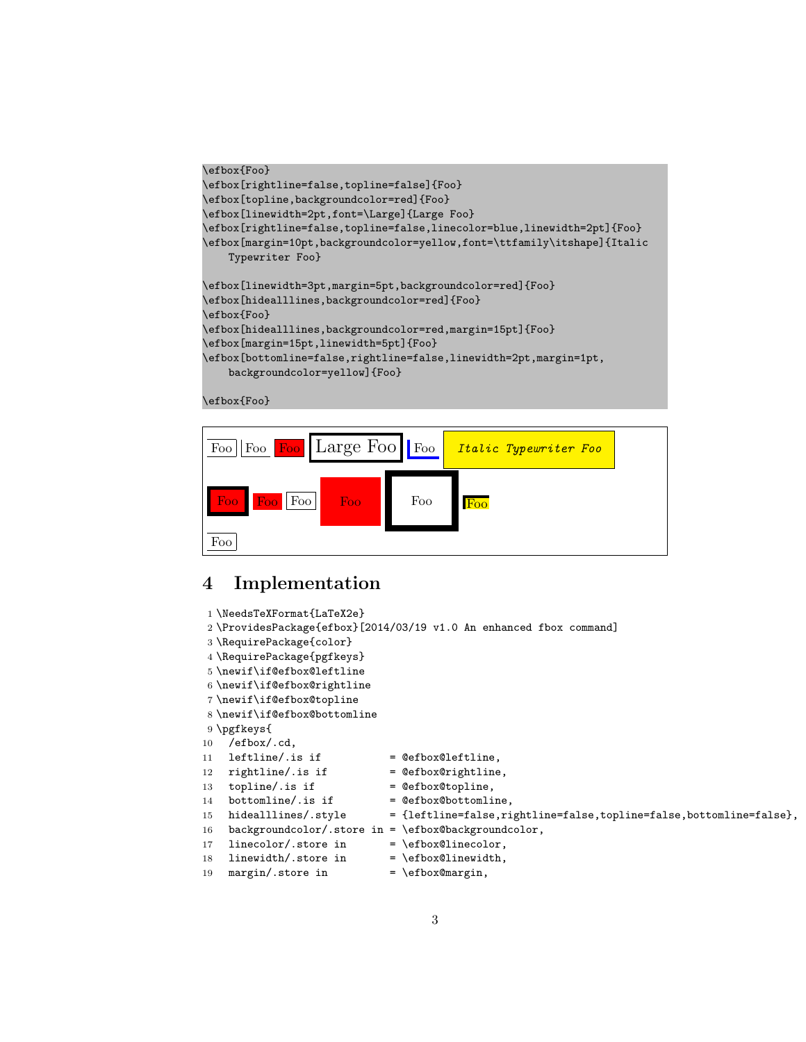```
\efbox{Foo}
\efbox[rightline=false,topline=false]{Foo}
\efbox[topline,backgroundcolor=red]{Foo}
\efbox[linewidth=2pt,font=\Large]{Large Foo}
\efbox[rightline=false,topline=false,linecolor=blue,linewidth=2pt]{Foo}
\efbox[margin=10pt,backgroundcolor=yellow,font=\ttfamily\itshape]{Italic
    Typewriter Foo}

\efbox[linewidth=3pt,margin=5pt,backgroundcolor=red]{Foo}
\efbox[hidealllines,backgroundcolor=red]{Foo}
\efbox{Foo}
\efbox[hidealllines,backgroundcolor=red,margin=15pt]{Foo}
\efbox[margin=15pt,linewidth=5pt]{Foo}
\efbox[bottomline=false,rightline=false,linewidth=2pt,margin=1pt,
    backgroundcolor=yellow]{Foo}

\efbox{Foo}
```

Foo Foo Foo Large Foo Foo *Italic Typewriter Foo*

Foo Foo Foo Foo Foo Foo

Foo

## 4 Implementation

```
1 \NeedsTeXFormat{LaTeX2e}
2 \ProvidesPackage{efbox}[2014/03/19 v1.0 An enhanced fbox command]
3 \RequirePackage{color}
4 \RequirePackage{pgfkeys}
5 \newif\if@efbox@leftline
6 \newif\if@efbox@rightline
7 \newif\if@efbox@topline
8 \newif\if@efbox@bottomline
9 \pgfkeys{
10   /efbox/.cd,
11   leftline/.is if           = @efbox@leftline,
12   rightline/.is if          = @efbox@rightline,
13   topline/.is if            = @efbox@topline,
14   bottomline/.is if         = @efbox@bottomline,
15   hidealllines/.style       = {leftline=false,rightline=false,topline=false,bottomline=false},
16   backgroundcolor/.store in = \efbox@backgroundcolor,
17   linecolor/.store in       = \efbox@linecolor,
18   linewidth/.store in       = \efbox@linewidth,
19   margin/.store in          = \efbox@margin,
```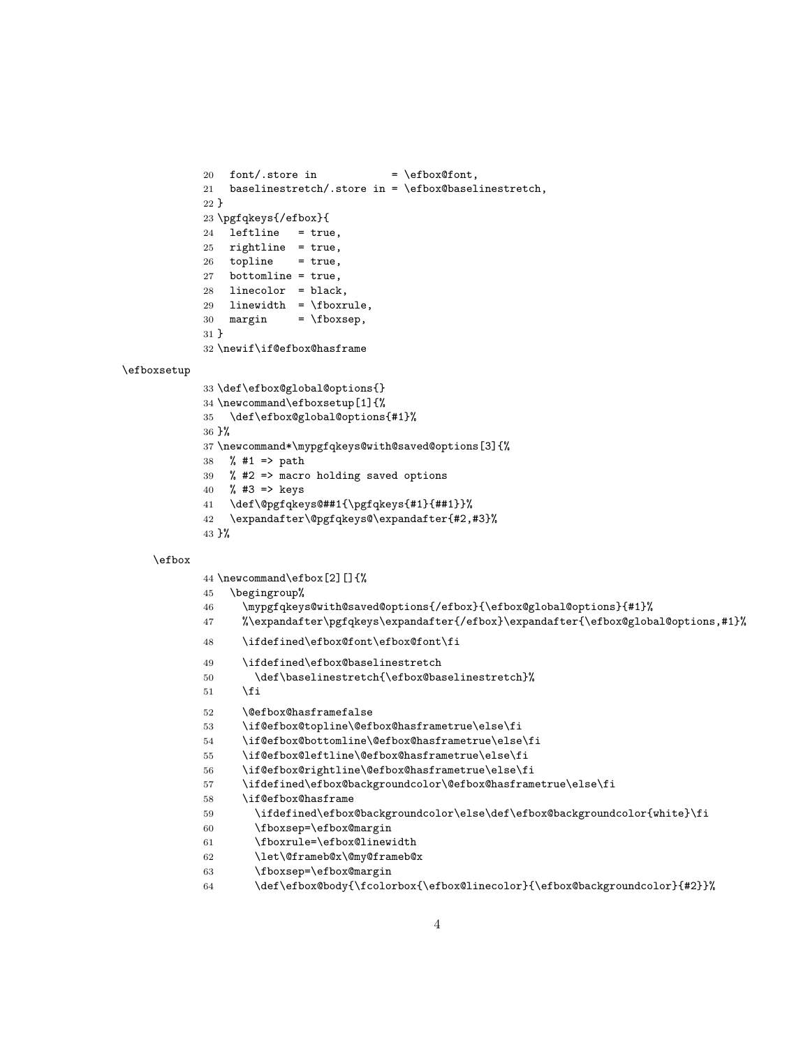```
20   font/.store in            = \efbox@font,
21   baselinestretch/.store in = \efbox@baselinestretch,
22 }
23 \pgfqkeys{/efbox}{
24   leftline   = true,
25   rightline  = true,
26   topline    = true,
27   bottomline = true,
28   linecolor  = black,
29   linewidth  = \fboxrule,
30   margin     = \fboxsep,
31 }
32 \newif\if@efbox@hasframe
```

\efboxsetup

```
33 \def\efbox@global@options{}
34 \newcommand\efboxsetup[1]{%
35   \def\efbox@global@options{#1}%
36 }%
37 \newcommand*\mypgfqkeys@with@saved@options[3]{%
38   % #1 => path
39   % #2 => macro holding saved options
40   % #3 => keys
41   \def\@pgfqkeys@##1{\pgfqkeys{#1}{##1}}%
42   \expandafter\@pgfqkeys@\expandafter{#2,#3}%
43 }%
```

\efbox

```
44 \newcommand\efbox[2][]{%
45   \begingroup%
46     \mypgfqkeys@with@saved@options{/efbox}{\efbox@global@options}{#1}%
47     %\expandafter\pgfqkeys\expandafter{/efbox}\expandafter{\efbox@global@options,#1}%
48     \ifdefined\efbox@font\efbox@font\fi
49     \ifdefined\efbox@baselinestretch
50       \def\baselinestretch{\efbox@baselinestretch}%
51     \fi
52     \@efbox@hasframefalse
53     \if@efbox@topline\@efbox@hasframetrue\else\fi
54     \if@efbox@bottomline\@efbox@hasframetrue\else\fi
55     \if@efbox@leftline\@efbox@hasframetrue\else\fi
56     \if@efbox@rightline\@efbox@hasframetrue\else\fi
57     \ifdefined\efbox@backgroundcolor\@efbox@hasframetrue\else\fi
58     \if@efbox@hasframe
59       \ifdefined\efbox@backgroundcolor\else\def\efbox@backgroundcolor{white}\fi
60       \fboxsep=\efbox@margin
61       \fboxrule=\efbox@linewidth
62       \let\@frameb@x\@my@frameb@x
63       \fboxsep=\efbox@margin
64       \def\efbox@body{\fcolorbox{\efbox@linecolor}{\efbox@backgroundcolor}{#2}}%
```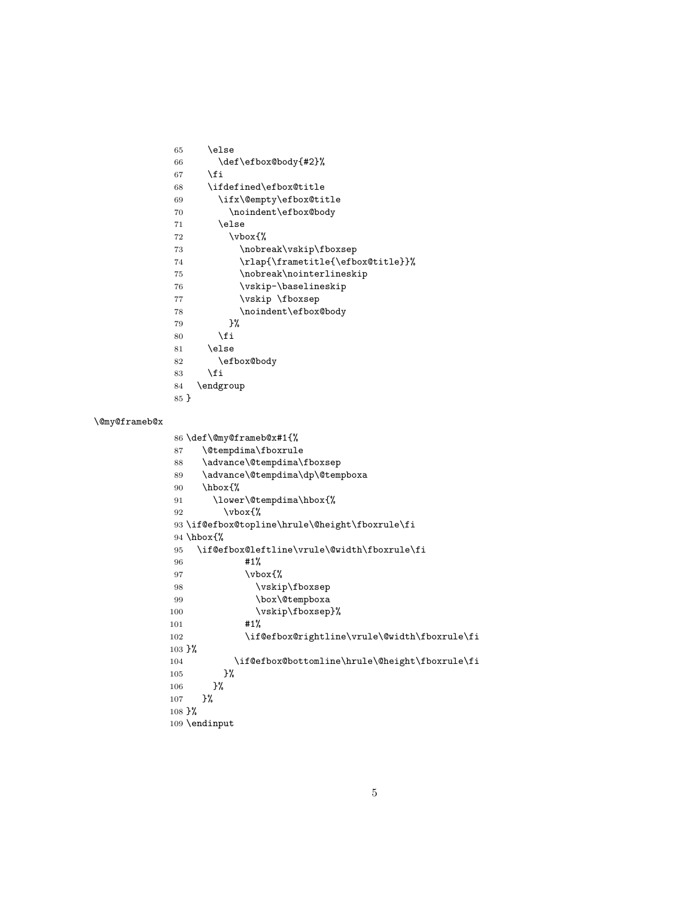```
65     \else
66       \def\efbox@body{#2}%
67     \fi
68     \ifdefined\efbox@title
69       \ifx\@empty\efbox@title
70         \noindent\efbox@body
71       \else
72         \vbox{%
73           \nobreak\vskip\fboxsep
74           \rlap{\frametitle{\efbox@title}}%
75           \nobreak\nointerlineskip
76           \vskip-\baselineskip
77           \vskip \fboxsep
78           \noindent\efbox@body
79         }%
80       \fi
81     \else
82       \efbox@body
83     \fi
84   \endgroup
85 }
```

\@my@frameb@x

```
86 \def\@my@frameb@x#1{%
87    \@tempdima\fboxrule
88    \advance\@tempdima\fboxsep
89    \advance\@tempdima\dp\@tempboxa
90    \hbox{%
91      \lower\@tempdima\hbox{%
92        \vbox{%
93 \if@efbox@topline\hrule\@height\fboxrule\fi
94 \hbox{%
95   \if@efbox@leftline\vrule\@width\fboxrule\fi
96            #1%
97            \vbox{%
98              \vskip\fboxsep
99              \box\@tempboxa
100             \vskip\fboxsep}%
101            #1%
102            \if@efbox@rightline\vrule\@width\fboxrule\fi
103 }%
104          \if@efbox@bottomline\hrule\@height\fboxrule\fi
105        }%
106      }%
107    }%
108 }%
109 \endinput
```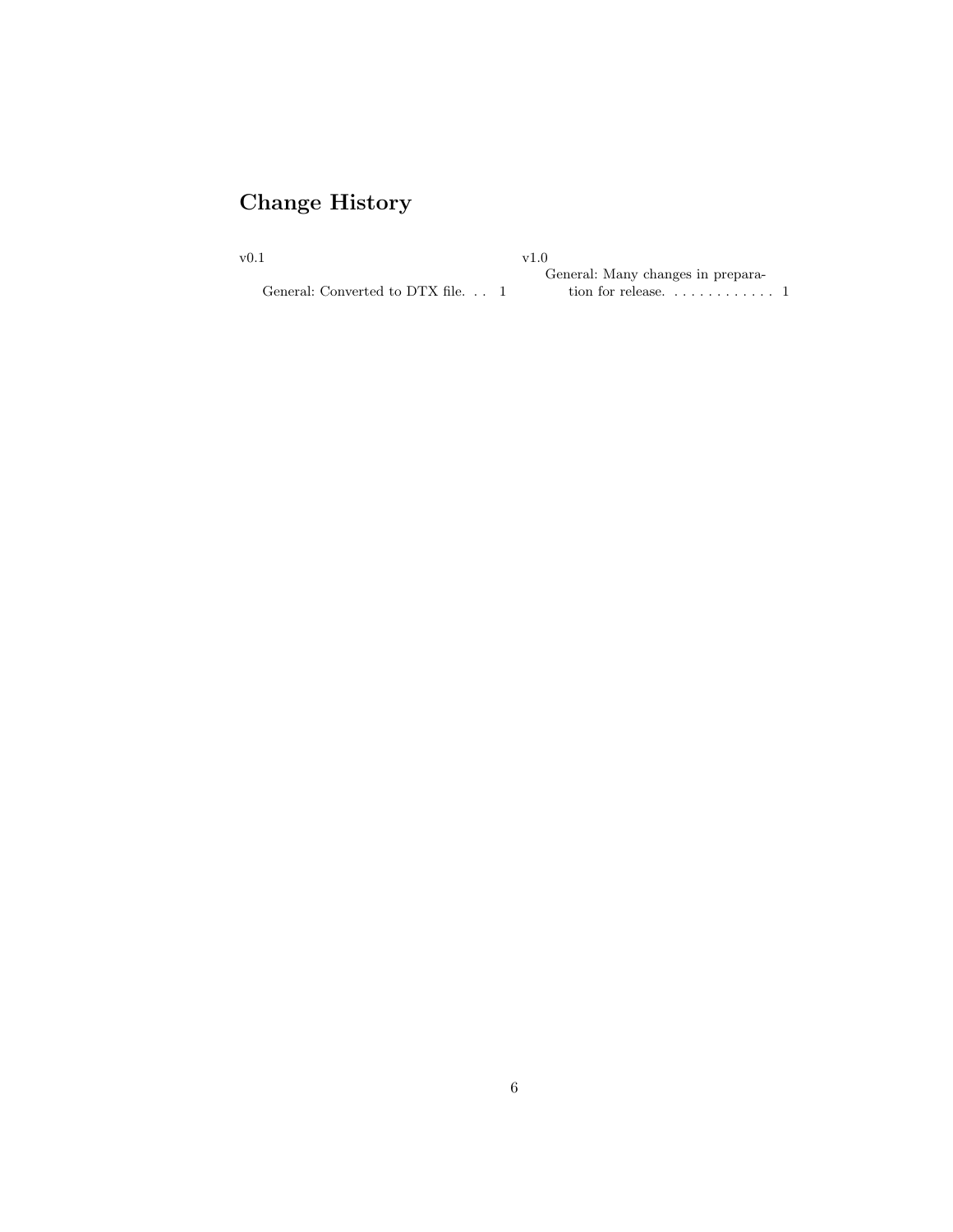# Change History

v0.1

General: Converted to DTX file. . . 1

v1.0

General: Many changes in preparation for release. . . . . . . . . . . . . 1